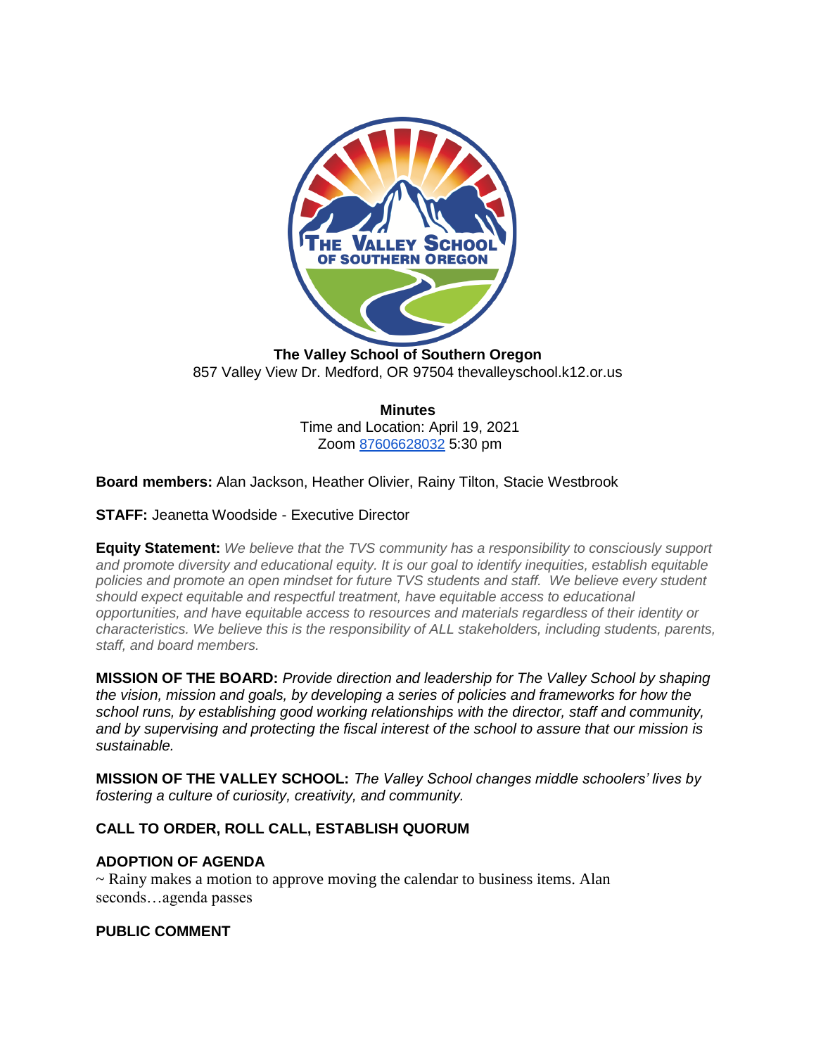**The Valley School of Southern Oregon**
857 Valley View Dr. Medford, OR 97504 thevalleyschool.k12.or.us

**Minutes**
Time and Location: April 19, 2021
Zoom [87606628032] 5:30 pm

**Board members:** Alan Jackson, Heather Olivier, Rainy Tilton, Stacie Westbrook

**STAFF:** Jeanetta Woodside - Executive Director

**Equity Statement:** *We believe that the TVS community has a responsibility to consciously support and promote diversity and educational equity. It is our goal to identify inequities, establish equitable policies and promote an open mindset for future TVS students and staff. We believe every student should expect equitable and respectful treatment, have equitable access to educational opportunities, and have equitable access to resources and materials regardless of their identity or characteristics. We believe this is the responsibility of ALL stakeholders, including students, parents, staff, and board members.*

**MISSION OF THE BOARD:** *Provide direction and leadership for The Valley School by shaping the vision, mission and goals, by developing a series of policies and frameworks for how the school runs, by establishing good working relationships with the director, staff and community, and by supervising and protecting the fiscal interest of the school to assure that our mission is sustainable.*

**MISSION OF THE VALLEY SCHOOL:** *The Valley School changes middle schoolers' lives by fostering a culture of curiosity, creativity, and community.*

**CALL TO ORDER, ROLL CALL, ESTABLISH QUORUM**

**ADOPTION OF AGENDA**

~ Rainy makes a motion to approve moving the calendar to business items. Alan seconds…agenda passes

**PUBLIC COMMENT**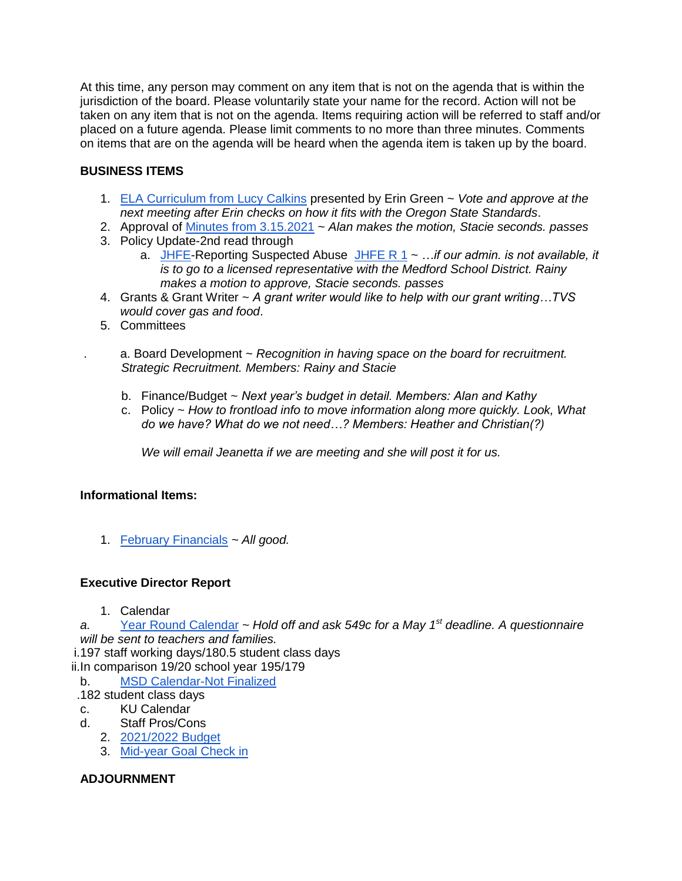At this time, any person may comment on any item that is not on the agenda that is within the jurisdiction of the board. Please voluntarily state your name for the record. Action will not be taken on any item that is not on the agenda. Items requiring action will be referred to staff and/or placed on a future agenda. Please limit comments to no more than three minutes. Comments on items that are on the agenda will be heard when the agenda item is taken up by the board.

**BUSINESS ITEMS**

1. ELA Curriculum from Lucy Calkins presented by Erin Green ~ *Vote and approve at the next meeting after Erin checks on how it fits with the Oregon State Standards*.
2. Approval of Minutes from 3.15.2021 ~ *Alan makes the motion, Stacie seconds. passes*
3. Policy Update-2nd read through
   a. JHFE-Reporting Suspected Abuse JHFE R 1 ~ *…if our admin. is not available, it is to go to a licensed representative with the Medford School District. Rainy makes a motion to approve, Stacie seconds. passes*
4. Grants & Grant Writer ~ *A grant writer would like to help with our grant writing…TVS would cover gas and food*.
5. Committees

   a. Board Development ~ *Recognition in having space on the board for recruitment. Strategic Recruitment. Members: Rainy and Stacie*

   b. Finance/Budget ~ *Next year's budget in detail. Members: Alan and Kathy*

   c. Policy ~ *How to frontload info to move information along more quickly. Look, What do we have? What do we not need…? Members: Heather and Christian(?)*

   *We will email Jeanetta if we are meeting and she will post it for us.*

**Informational Items:**

1. February Financials ~ *All good.*

**Executive Director Report**

1. Calendar

   a. Year Round Calendar ~ *Hold off and ask 549c for a May 1st deadline. A questionnaire will be sent to teachers and families.*
      i. 197 staff working days/180.5 student class days
      ii. In comparison 19/20 school year 195/179

   b. MSD Calendar-Not Finalized
      - 182 student class days

   c. KU Calendar

   d. Staff Pros/Cons

2. 2021/2022 Budget
3. Mid-year Goal Check in

**ADJOURNMENT**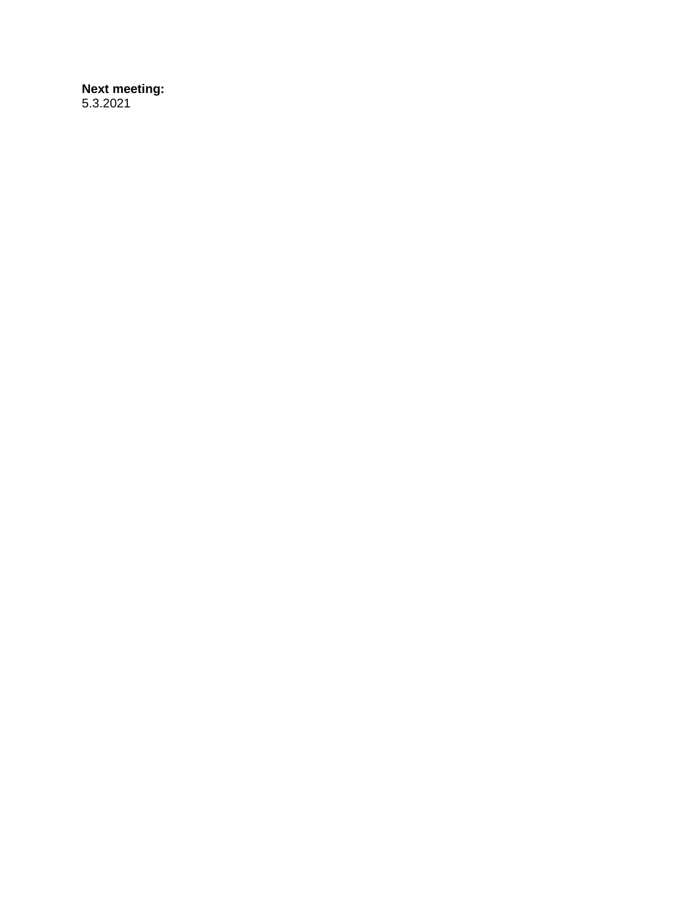**Next meeting:**
5.3.2021